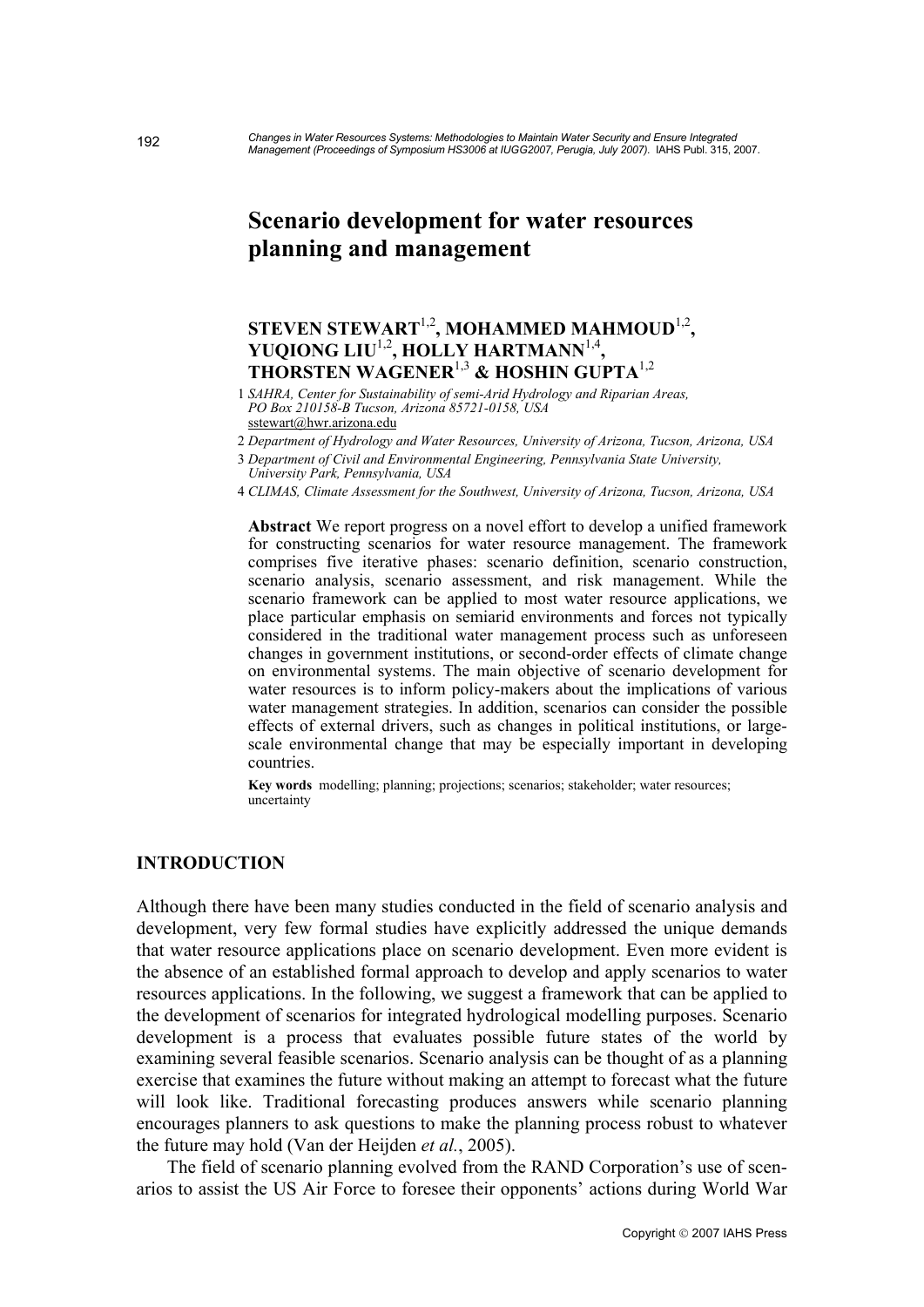# Scenario development for water resources planning and management

**STEVEN STEWART[1,2], MOHAMMED MAHMOUD[1,2], YUQIONG LIU[1,2], HOLLY HARTMANN[1,4], THORSTEN WAGENER[1,3] & HOSHIN GUPTA[1,2]**

1 *SAHRA, Center for Sustainability of semi-Arid Hydrology and Riparian Areas, PO Box 210158-B Tucson, Arizona 85721-0158, USA*
sstewart@hwr.arizona.edu

2 *Department of Hydrology and Water Resources, University of Arizona, Tucson, Arizona, USA*

3 *Department of Civil and Environmental Engineering, Pennsylvania State University, University Park, Pennsylvania, USA*

4 *CLIMAS, Climate Assessment for the Southwest, University of Arizona, Tucson, Arizona, USA*

**Abstract** We report progress on a novel effort to develop a unified framework for constructing scenarios for water resource management. The framework comprises five iterative phases: scenario definition, scenario construction, scenario analysis, scenario assessment, and risk management. While the scenario framework can be applied to most water resource applications, we place particular emphasis on semiarid environments and forces not typically considered in the traditional water management process such as unforeseen changes in government institutions, or second-order effects of climate change on environmental systems. The main objective of scenario development for water resources is to inform policy-makers about the implications of various water management strategies. In addition, scenarios can consider the possible effects of external drivers, such as changes in political institutions, or large-scale environmental change that may be especially important in developing countries.

**Key words** modelling; planning; projections; scenarios; stakeholder; water resources; uncertainty

## INTRODUCTION

Although there have been many studies conducted in the field of scenario analysis and development, very few formal studies have explicitly addressed the unique demands that water resource applications place on scenario development. Even more evident is the absence of an established formal approach to develop and apply scenarios to water resources applications. In the following, we suggest a framework that can be applied to the development of scenarios for integrated hydrological modelling purposes. Scenario development is a process that evaluates possible future states of the world by examining several feasible scenarios. Scenario analysis can be thought of as a planning exercise that examines the future without making an attempt to forecast what the future will look like. Traditional forecasting produces answers while scenario planning encourages planners to ask questions to make the planning process robust to whatever the future may hold (Van der Heijden *et al.*, 2005).

The field of scenario planning evolved from the RAND Corporation's use of scenarios to assist the US Air Force to foresee their opponents' actions during World War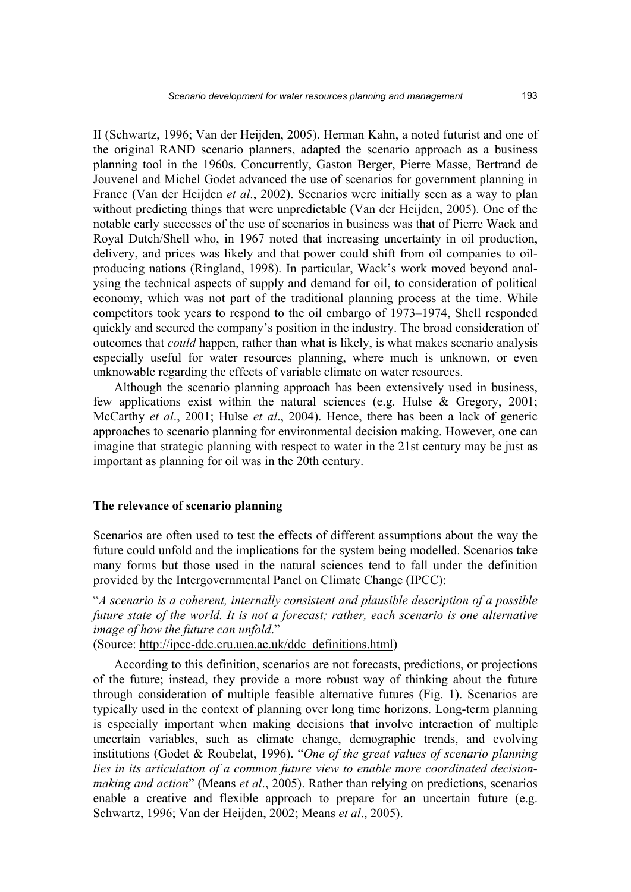II (Schwartz, 1996; Van der Heijden, 2005). Herman Kahn, a noted futurist and one of the original RAND scenario planners, adapted the scenario approach as a business planning tool in the 1960s. Concurrently, Gaston Berger, Pierre Masse, Bertrand de Jouvenel and Michel Godet advanced the use of scenarios for government planning in France (Van der Heijden *et al*., 2002). Scenarios were initially seen as a way to plan without predicting things that were unpredictable (Van der Heijden, 2005). One of the notable early successes of the use of scenarios in business was that of Pierre Wack and Royal Dutch/Shell who, in 1967 noted that increasing uncertainty in oil production, delivery, and prices was likely and that power could shift from oil companies to oil-producing nations (Ringland, 1998). In particular, Wack's work moved beyond analysing the technical aspects of supply and demand for oil, to consideration of political economy, which was not part of the traditional planning process at the time. While competitors took years to respond to the oil embargo of 1973–1974, Shell responded quickly and secured the company's position in the industry. The broad consideration of outcomes that *could* happen, rather than what is likely, is what makes scenario analysis especially useful for water resources planning, where much is unknown, or even unknowable regarding the effects of variable climate on water resources.

Although the scenario planning approach has been extensively used in business, few applications exist within the natural sciences (e.g. Hulse & Gregory, 2001; McCarthy *et al*., 2001; Hulse *et al*., 2004). Hence, there has been a lack of generic approaches to scenario planning for environmental decision making. However, one can imagine that strategic planning with respect to water in the 21st century may be just as important as planning for oil was in the 20th century.

## The relevance of scenario planning

Scenarios are often used to test the effects of different assumptions about the way the future could unfold and the implications for the system being modelled. Scenarios take many forms but those used in the natural sciences tend to fall under the definition provided by the Intergovernmental Panel on Climate Change (IPCC):

"*A scenario is a coherent, internally consistent and plausible description of a possible future state of the world. It is not a forecast; rather, each scenario is one alternative image of how the future can unfold*."
(Source: http://ipcc-ddc.cru.uea.ac.uk/ddc_definitions.html)

According to this definition, scenarios are not forecasts, predictions, or projections of the future; instead, they provide a more robust way of thinking about the future through consideration of multiple feasible alternative futures (Fig. 1). Scenarios are typically used in the context of planning over long time horizons. Long-term planning is especially important when making decisions that involve interaction of multiple uncertain variables, such as climate change, demographic trends, and evolving institutions (Godet & Roubelat, 1996). "*One of the great values of scenario planning lies in its articulation of a common future view to enable more coordinated decision-making and action*" (Means *et al*., 2005). Rather than relying on predictions, scenarios enable a creative and flexible approach to prepare for an uncertain future (e.g. Schwartz, 1996; Van der Heijden, 2002; Means *et al*., 2005).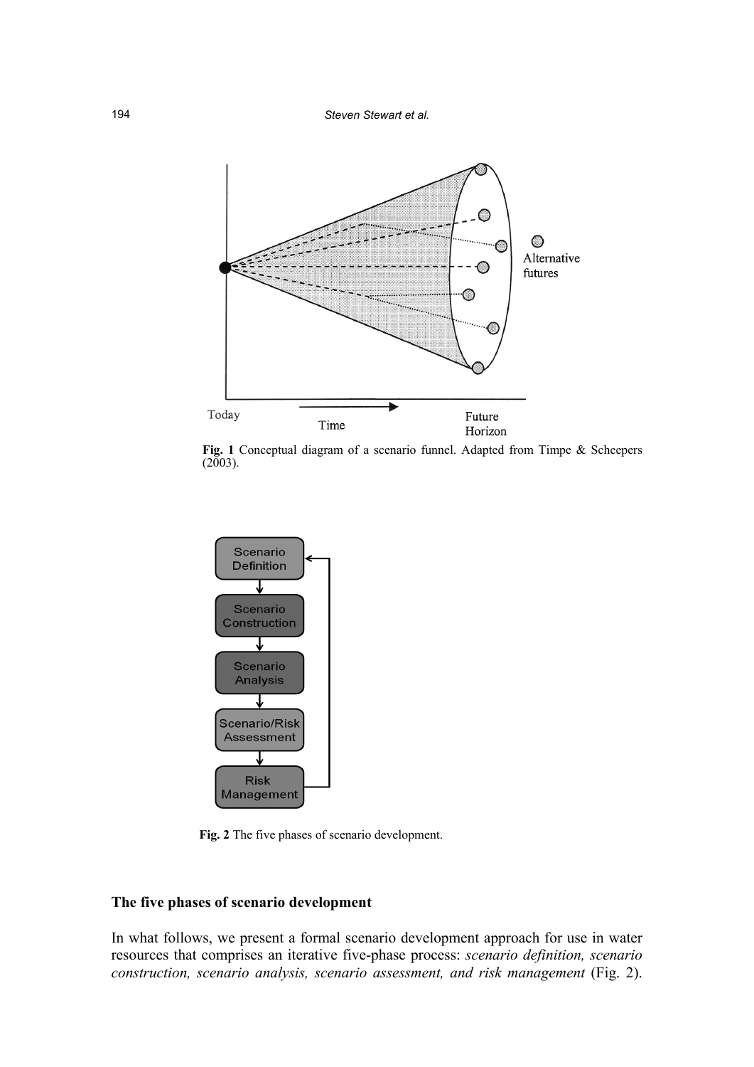Fig. 1 Conceptual diagram of a scenario funnel. Adapted from Timpe & Scheepers (2003).

Fig. 2 The five phases of scenario development.

## The five phases of scenario development

In what follows, we present a formal scenario development approach for use in water resources that comprises an iterative five-phase process: *scenario definition, scenario construction, scenario analysis, scenario assessment, and risk management* (Fig. 2).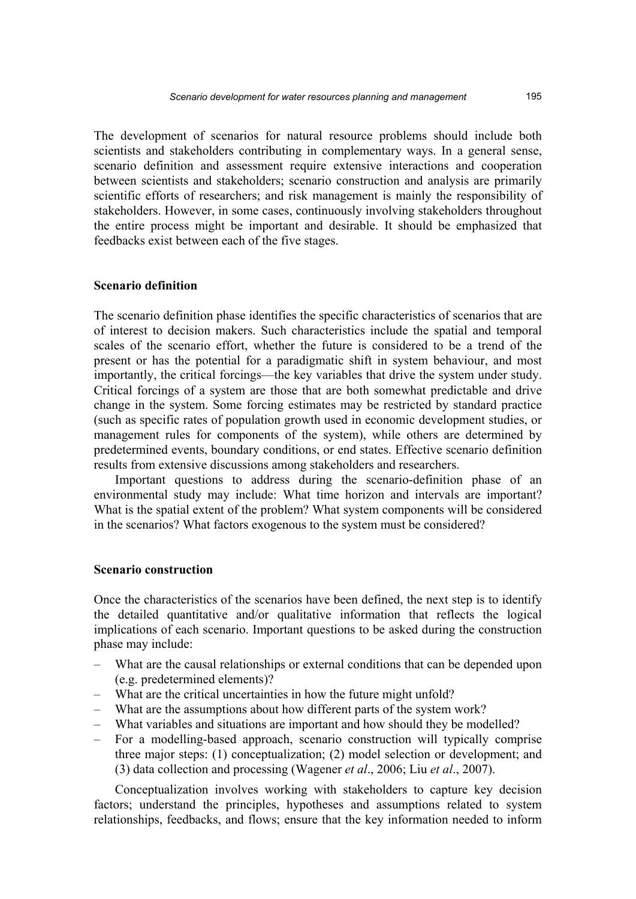The development of scenarios for natural resource problems should include both scientists and stakeholders contributing in complementary ways. In a general sense, scenario definition and assessment require extensive interactions and cooperation between scientists and stakeholders; scenario construction and analysis are primarily scientific efforts of researchers; and risk management is mainly the responsibility of stakeholders. However, in some cases, continuously involving stakeholders throughout the entire process might be important and desirable. It should be emphasized that feedbacks exist between each of the five stages.

### Scenario definition

The scenario definition phase identifies the specific characteristics of scenarios that are of interest to decision makers. Such characteristics include the spatial and temporal scales of the scenario effort, whether the future is considered to be a trend of the present or has the potential for a paradigmatic shift in system behaviour, and most importantly, the critical forcings—the key variables that drive the system under study. Critical forcings of a system are those that are both somewhat predictable and drive change in the system. Some forcing estimates may be restricted by standard practice (such as specific rates of population growth used in economic development studies, or management rules for components of the system), while others are determined by predetermined events, boundary conditions, or end states. Effective scenario definition results from extensive discussions among stakeholders and researchers.

Important questions to address during the scenario-definition phase of an environmental study may include: What time horizon and intervals are important? What is the spatial extent of the problem? What system components will be considered in the scenarios? What factors exogenous to the system must be considered?

### Scenario construction

Once the characteristics of the scenarios have been defined, the next step is to identify the detailed quantitative and/or qualitative information that reflects the logical implications of each scenario. Important questions to be asked during the construction phase may include:

- What are the causal relationships or external conditions that can be depended upon (e.g. predetermined elements)?
- What are the critical uncertainties in how the future might unfold?
- What are the assumptions about how different parts of the system work?
- What variables and situations are important and how should they be modelled?
- For a modelling-based approach, scenario construction will typically comprise three major steps: (1) conceptualization; (2) model selection or development; and (3) data collection and processing (Wagener *et al*., 2006; Liu *et al*., 2007).

Conceptualization involves working with stakeholders to capture key decision factors; understand the principles, hypotheses and assumptions related to system relationships, feedbacks, and flows; ensure that the key information needed to inform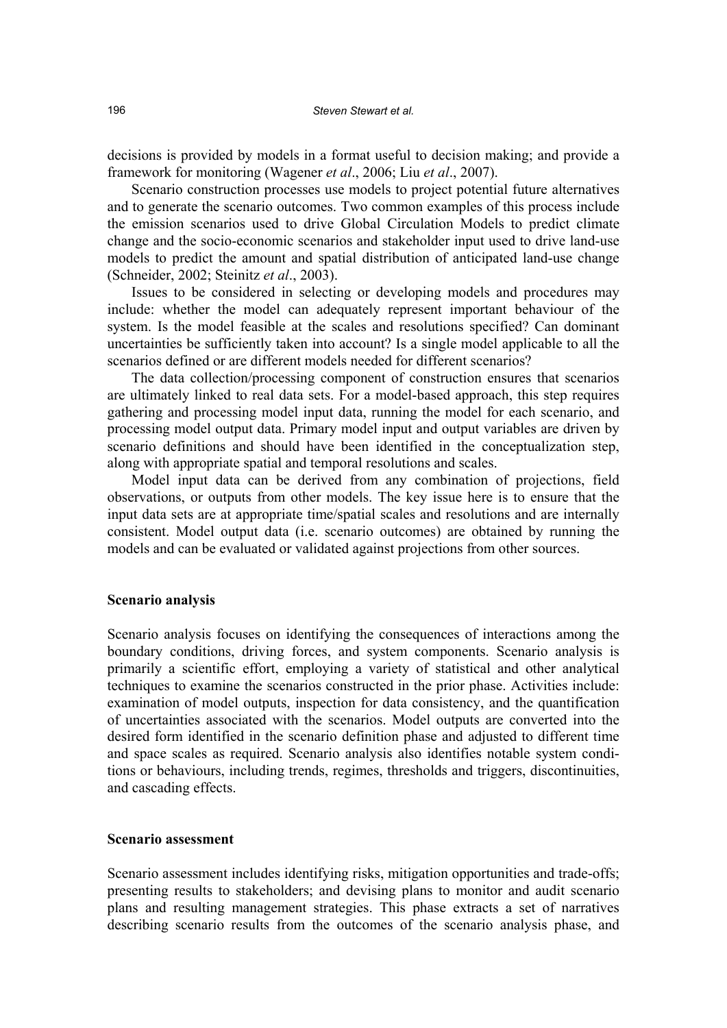decisions is provided by models in a format useful to decision making; and provide a framework for monitoring (Wagener *et al*., 2006; Liu *et al*., 2007).

Scenario construction processes use models to project potential future alternatives and to generate the scenario outcomes. Two common examples of this process include the emission scenarios used to drive Global Circulation Models to predict climate change and the socio-economic scenarios and stakeholder input used to drive land-use models to predict the amount and spatial distribution of anticipated land-use change (Schneider, 2002; Steinitz *et al*., 2003).

Issues to be considered in selecting or developing models and procedures may include: whether the model can adequately represent important behaviour of the system. Is the model feasible at the scales and resolutions specified? Can dominant uncertainties be sufficiently taken into account? Is a single model applicable to all the scenarios defined or are different models needed for different scenarios?

The data collection/processing component of construction ensures that scenarios are ultimately linked to real data sets. For a model-based approach, this step requires gathering and processing model input data, running the model for each scenario, and processing model output data. Primary model input and output variables are driven by scenario definitions and should have been identified in the conceptualization step, along with appropriate spatial and temporal resolutions and scales.

Model input data can be derived from any combination of projections, field observations, or outputs from other models. The key issue here is to ensure that the input data sets are at appropriate time/spatial scales and resolutions and are internally consistent. Model output data (i.e. scenario outcomes) are obtained by running the models and can be evaluated or validated against projections from other sources.

### Scenario analysis

Scenario analysis focuses on identifying the consequences of interactions among the boundary conditions, driving forces, and system components. Scenario analysis is primarily a scientific effort, employing a variety of statistical and other analytical techniques to examine the scenarios constructed in the prior phase. Activities include: examination of model outputs, inspection for data consistency, and the quantification of uncertainties associated with the scenarios. Model outputs are converted into the desired form identified in the scenario definition phase and adjusted to different time and space scales as required. Scenario analysis also identifies notable system conditions or behaviours, including trends, regimes, thresholds and triggers, discontinuities, and cascading effects.

### Scenario assessment

Scenario assessment includes identifying risks, mitigation opportunities and trade-offs; presenting results to stakeholders; and devising plans to monitor and audit scenario plans and resulting management strategies. This phase extracts a set of narratives describing scenario results from the outcomes of the scenario analysis phase, and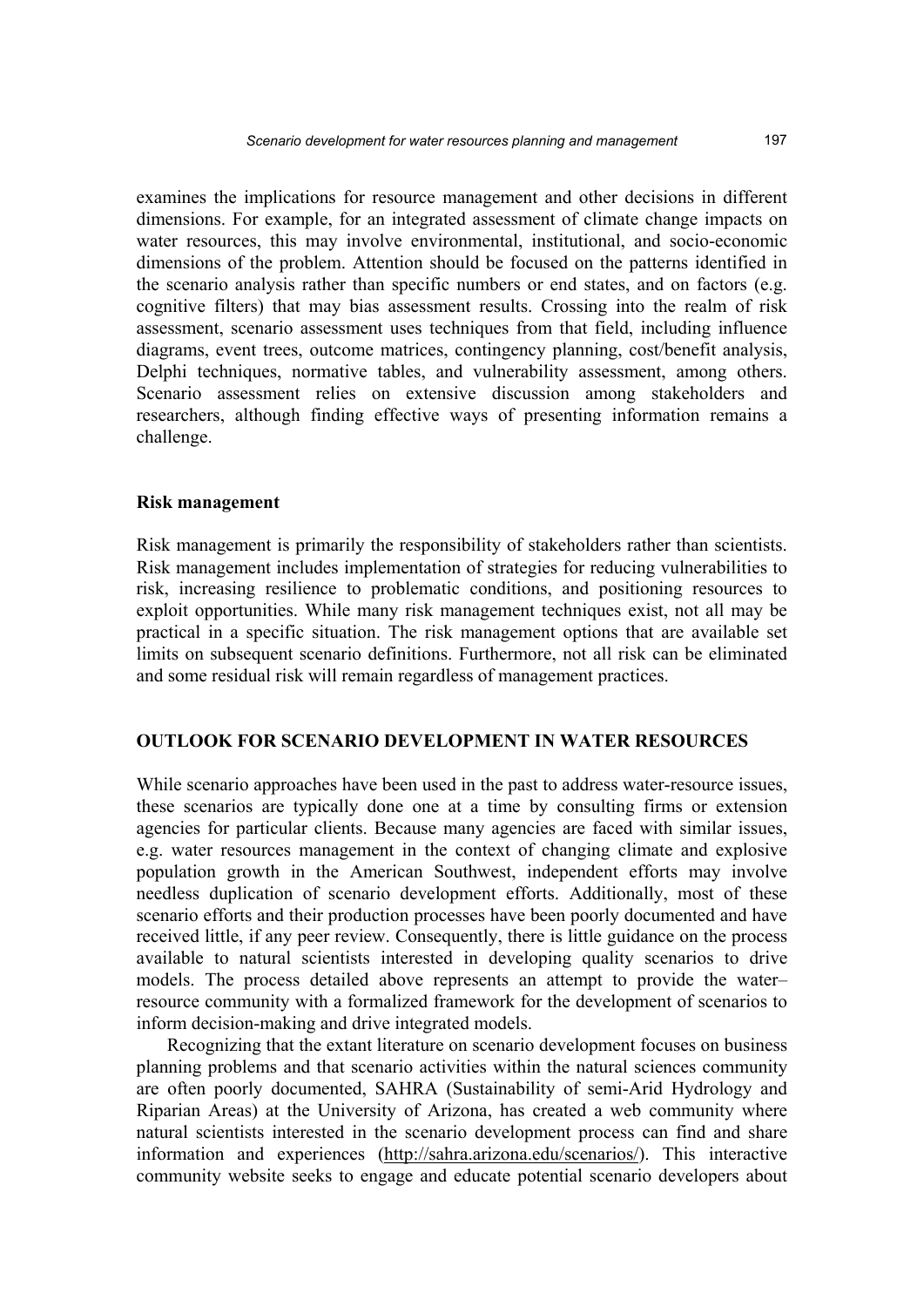examines the implications for resource management and other decisions in different dimensions. For example, for an integrated assessment of climate change impacts on water resources, this may involve environmental, institutional, and socio-economic dimensions of the problem. Attention should be focused on the patterns identified in the scenario analysis rather than specific numbers or end states, and on factors (e.g. cognitive filters) that may bias assessment results. Crossing into the realm of risk assessment, scenario assessment uses techniques from that field, including influence diagrams, event trees, outcome matrices, contingency planning, cost/benefit analysis, Delphi techniques, normative tables, and vulnerability assessment, among others. Scenario assessment relies on extensive discussion among stakeholders and researchers, although finding effective ways of presenting information remains a challenge.

### Risk management

Risk management is primarily the responsibility of stakeholders rather than scientists. Risk management includes implementation of strategies for reducing vulnerabilities to risk, increasing resilience to problematic conditions, and positioning resources to exploit opportunities. While many risk management techniques exist, not all may be practical in a specific situation. The risk management options that are available set limits on subsequent scenario definitions. Furthermore, not all risk can be eliminated and some residual risk will remain regardless of management practices.

## OUTLOOK FOR SCENARIO DEVELOPMENT IN WATER RESOURCES

While scenario approaches have been used in the past to address water-resource issues, these scenarios are typically done one at a time by consulting firms or extension agencies for particular clients. Because many agencies are faced with similar issues, e.g. water resources management in the context of changing climate and explosive population growth in the American Southwest, independent efforts may involve needless duplication of scenario development efforts. Additionally, most of these scenario efforts and their production processes have been poorly documented and have received little, if any peer review. Consequently, there is little guidance on the process available to natural scientists interested in developing quality scenarios to drive models. The process detailed above represents an attempt to provide the water–resource community with a formalized framework for the development of scenarios to inform decision-making and drive integrated models.

Recognizing that the extant literature on scenario development focuses on business planning problems and that scenario activities within the natural sciences community are often poorly documented, SAHRA (Sustainability of semi-Arid Hydrology and Riparian Areas) at the University of Arizona, has created a web community where natural scientists interested in the scenario development process can find and share information and experiences (http://sahra.arizona.edu/scenarios/). This interactive community website seeks to engage and educate potential scenario developers about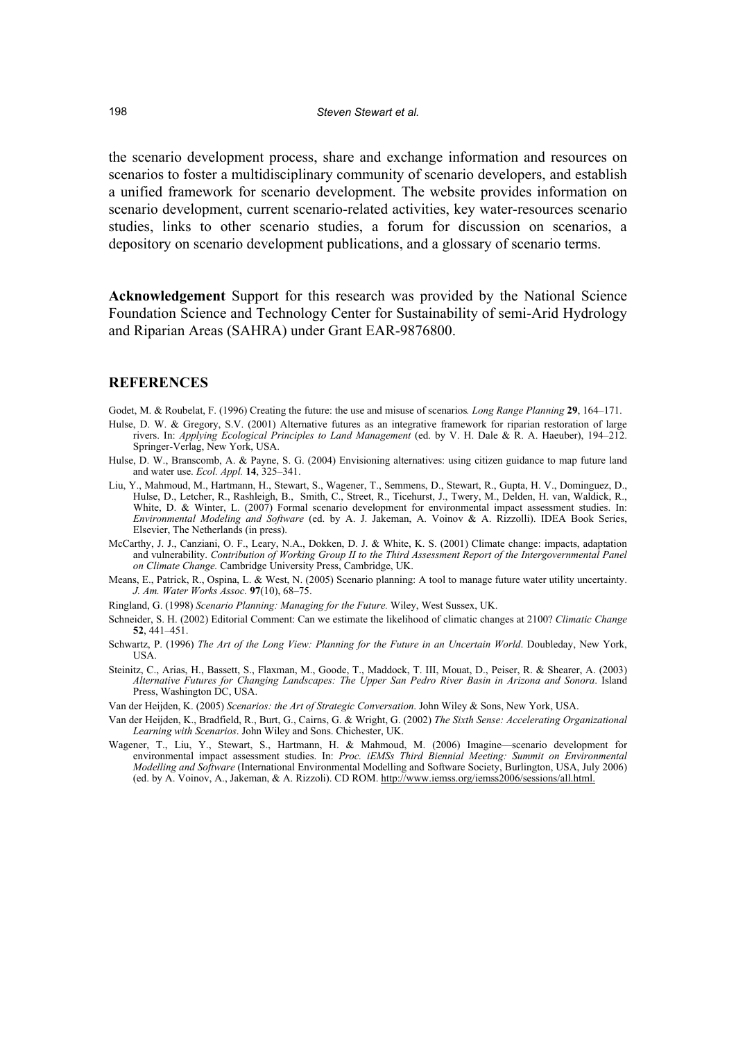the scenario development process, share and exchange information and resources on scenarios to foster a multidisciplinary community of scenario developers, and establish a unified framework for scenario development. The website provides information on scenario development, current scenario-related activities, key water-resources scenario studies, links to other scenario studies, a forum for discussion on scenarios, a depository on scenario development publications, and a glossary of scenario terms.

**Acknowledgement** Support for this research was provided by the National Science Foundation Science and Technology Center for Sustainability of semi-Arid Hydrology and Riparian Areas (SAHRA) under Grant EAR-9876800.

## REFERENCES

Godet, M. & Roubelat, F. (1996) Creating the future: the use and misuse of scenarios. *Long Range Planning* **29**, 164–171.

Hulse, D. W. & Gregory, S.V. (2001) Alternative futures as an integrative framework for riparian restoration of large rivers. In: *Applying Ecological Principles to Land Management* (ed. by V. H. Dale & R. A. Haeuber), 194–212. Springer-Verlag, New York, USA.

Hulse, D. W., Branscomb, A. & Payne, S. G. (2004) Envisioning alternatives: using citizen guidance to map future land and water use. *Ecol. Appl.* **14**, 325–341.

Liu, Y., Mahmoud, M., Hartmann, H., Stewart, S., Wagener, T., Semmens, D., Stewart, R., Gupta, H. V., Dominguez, D., Hulse, D., Letcher, R., Rashleigh, B., Smith, C., Street, R., Ticehurst, J., Twery, M., Delden, H. van, Waldick, R., White, D. & Winter, L. (2007) Formal scenario development for environmental impact assessment studies. In: *Environmental Modeling and Software* (ed. by A. J. Jakeman, A. Voinov & A. Rizzolli). IDEA Book Series, Elsevier, The Netherlands (in press).

McCarthy, J. J., Canziani, O. F., Leary, N.A., Dokken, D. J. & White, K. S. (2001) Climate change: impacts, adaptation and vulnerability. *Contribution of Working Group II to the Third Assessment Report of the Intergovernmental Panel on Climate Change.* Cambridge University Press, Cambridge, UK.

Means, E., Patrick, R., Ospina, L. & West, N. (2005) Scenario planning: A tool to manage future water utility uncertainty. *J. Am. Water Works Assoc.* **97**(10), 68–75.

Ringland, G. (1998) *Scenario Planning: Managing for the Future.* Wiley, West Sussex, UK.

Schneider, S. H. (2002) Editorial Comment: Can we estimate the likelihood of climatic changes at 2100? *Climatic Change* **52**, 441–451.

Schwartz, P. (1996) *The Art of the Long View: Planning for the Future in an Uncertain World*. Doubleday, New York, USA.

Steinitz, C., Arias, H., Bassett, S., Flaxman, M., Goode, T., Maddock, T. III, Mouat, D., Peiser, R. & Shearer, A. (2003) *Alternative Futures for Changing Landscapes: The Upper San Pedro River Basin in Arizona and Sonora*. Island Press, Washington DC, USA.

Van der Heijden, K. (2005) *Scenarios: the Art of Strategic Conversation.* John Wiley & Sons, New York, USA.

Van der Heijden, K., Bradfield, R., Burt, G., Cairns, G. & Wright, G. (2002) *The Sixth Sense: Accelerating Organizational Learning with Scenarios*. John Wiley and Sons. Chichester, UK.

Wagener, T., Liu, Y., Stewart, S., Hartmann, H. & Mahmoud, M. (2006) Imagine—scenario development for environmental impact assessment studies. In: *Proc. iEMSs Third Biennial Meeting: Summit on Environmental Modelling and Software* (International Environmental Modelling and Software Society, Burlington, USA, July 2006) (ed. by A. Voinov, A., Jakeman, & A. Rizzoli). CD ROM. http://www.iemss.org/iemss2006/sessions/all.html.